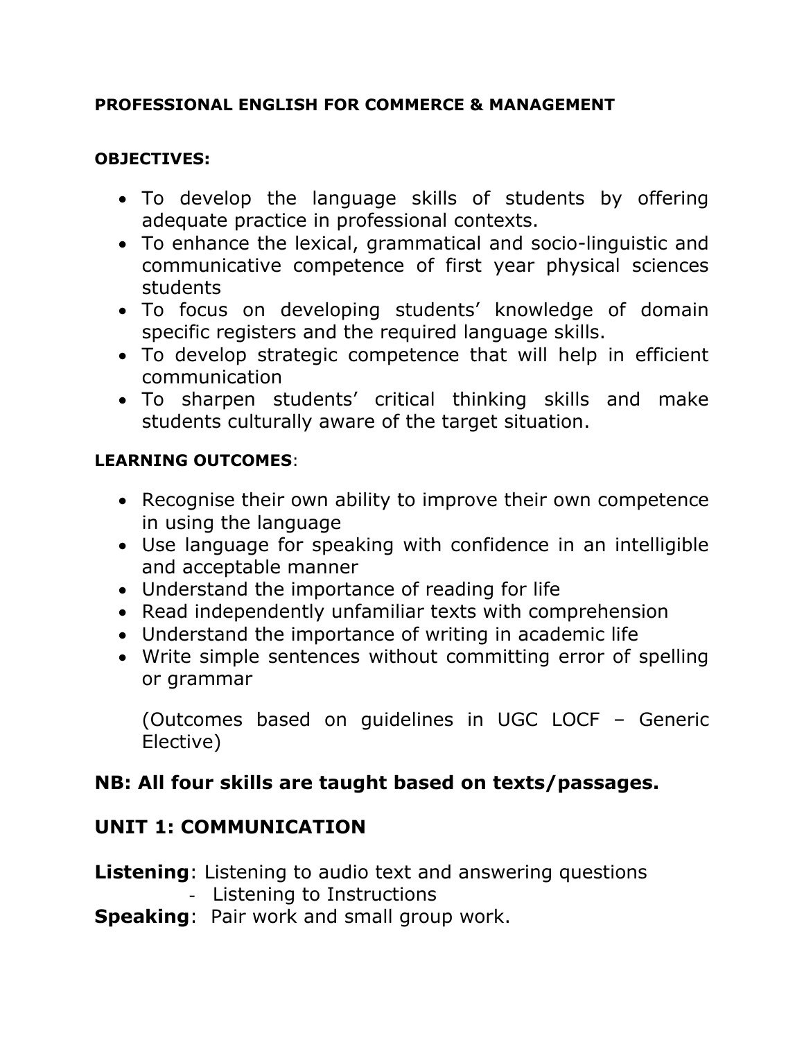**PROFESSIONAL ENGLISH FOR COMMERCE & MANAGEMENT**

**OBJECTIVES:**

- To develop the language skills of students by offering adequate practice in professional contexts.
- To enhance the lexical, grammatical and socio-linguistic and communicative competence of first year physical sciences students
- To focus on developing students' knowledge of domain specific registers and the required language skills.
- To develop strategic competence that will help in efficient communication
- To sharpen students' critical thinking skills and make students culturally aware of the target situation.

**LEARNING OUTCOMES**:

- Recognise their own ability to improve their own competence in using the language
- Use language for speaking with confidence in an intelligible and acceptable manner
- Understand the importance of reading for life
- Read independently unfamiliar texts with comprehension
- Understand the importance of writing in academic life
- Write simple sentences without committing error of spelling or grammar

  (Outcomes based on guidelines in UGC LOCF – Generic Elective)

## NB: All four skills are taught based on texts/passages.

## UNIT 1: COMMUNICATION

**Listening**: Listening to audio text and answering questions
- Listening to Instructions

**Speaking**: Pair work and small group work.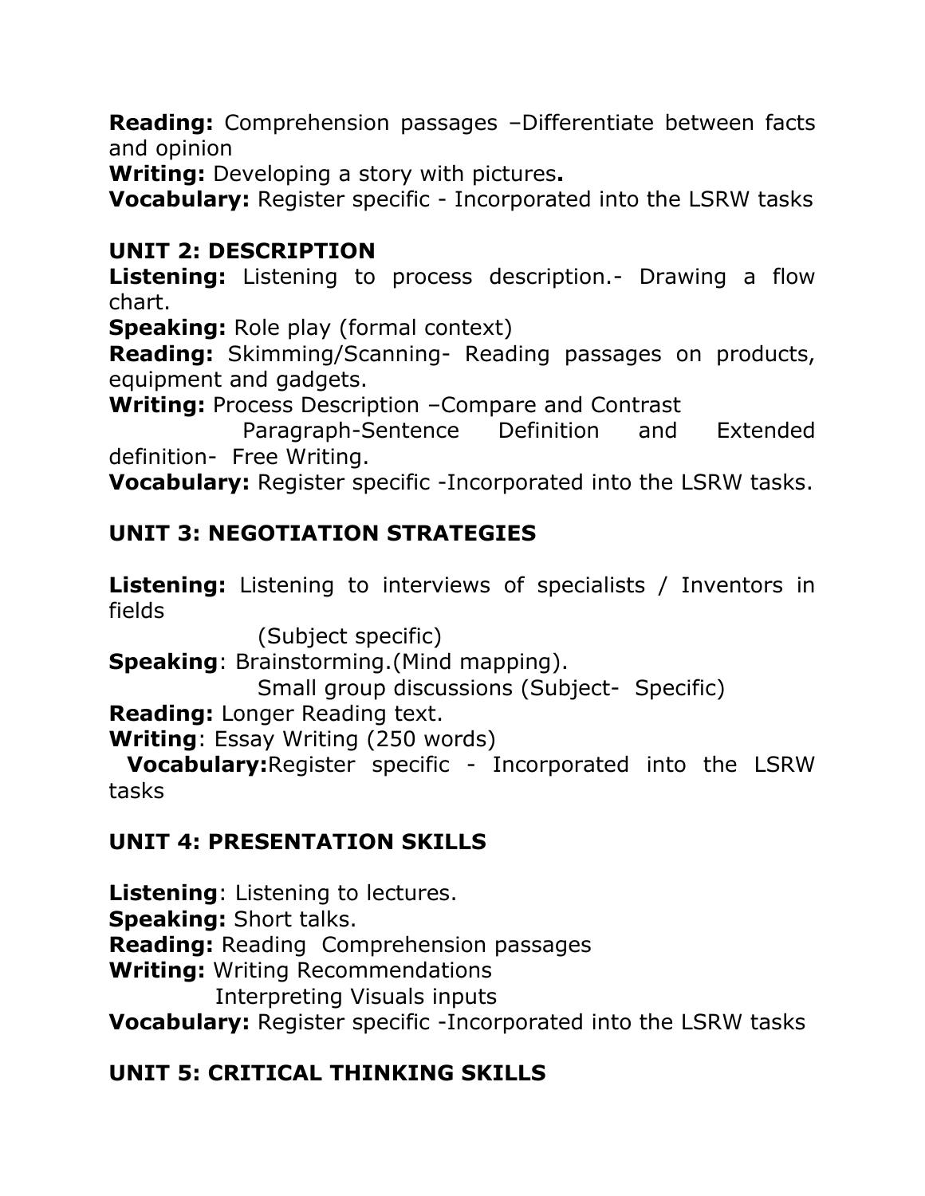**Reading:** Comprehension passages –Differentiate between facts and opinion

**Writing:** Developing a story with pictures**.**

**Vocabulary:** Register specific - Incorporated into the LSRW tasks

## UNIT 2: DESCRIPTION

**Listening:** Listening to process description.- Drawing a flow chart.

**Speaking:** Role play (formal context)

**Reading:** Skimming/Scanning- Reading passages on products, equipment and gadgets.

**Writing:** Process Description –Compare and Contrast
Paragraph-Sentence Definition and Extended definition- Free Writing.

**Vocabulary:** Register specific -Incorporated into the LSRW tasks.

## UNIT 3: NEGOTIATION STRATEGIES

**Listening:** Listening to interviews of specialists / Inventors in fields
(Subject specific)

**Speaking**: Brainstorming.(Mind mapping).
Small group discussions (Subject- Specific)

**Reading:** Longer Reading text.

**Writing**: Essay Writing (250 words)

**Vocabulary:**Register specific - Incorporated into the LSRW tasks

## UNIT 4: PRESENTATION SKILLS

**Listening**: Listening to lectures.

**Speaking:** Short talks.

**Reading:** Reading Comprehension passages

**Writing:** Writing Recommendations
Interpreting Visuals inputs

**Vocabulary:** Register specific -Incorporated into the LSRW tasks

## UNIT 5: CRITICAL THINKING SKILLS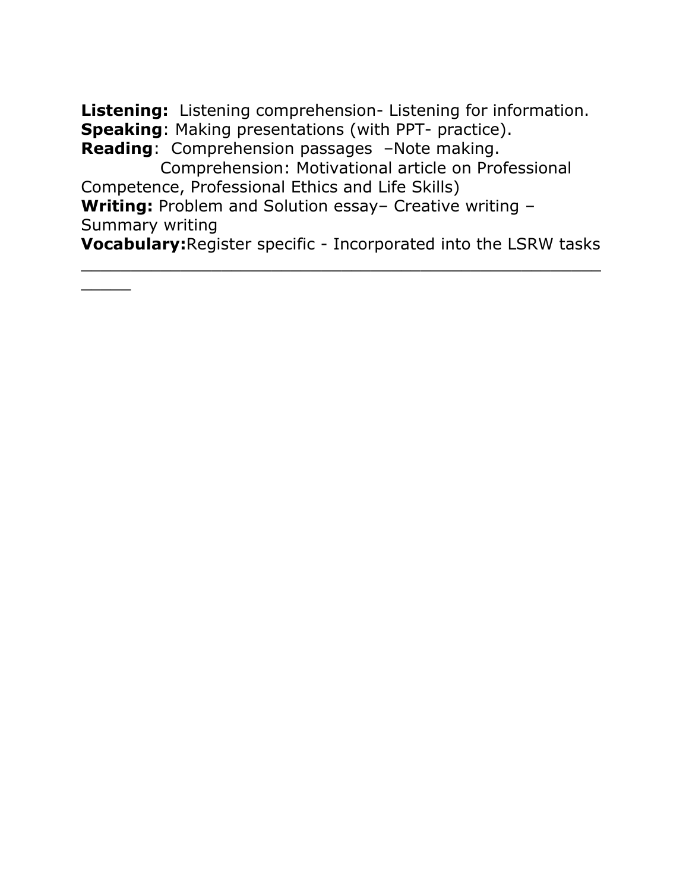**Listening:** Listening comprehension- Listening for information.
**Speaking**: Making presentations (with PPT- practice).
**Reading**: Comprehension passages –Note making.
Comprehension: Motivational article on Professional Competence, Professional Ethics and Life Skills)
**Writing:** Problem and Solution essay– Creative writing – Summary writing
**Vocabulary:**Register specific - Incorporated into the LSRW tasks

---